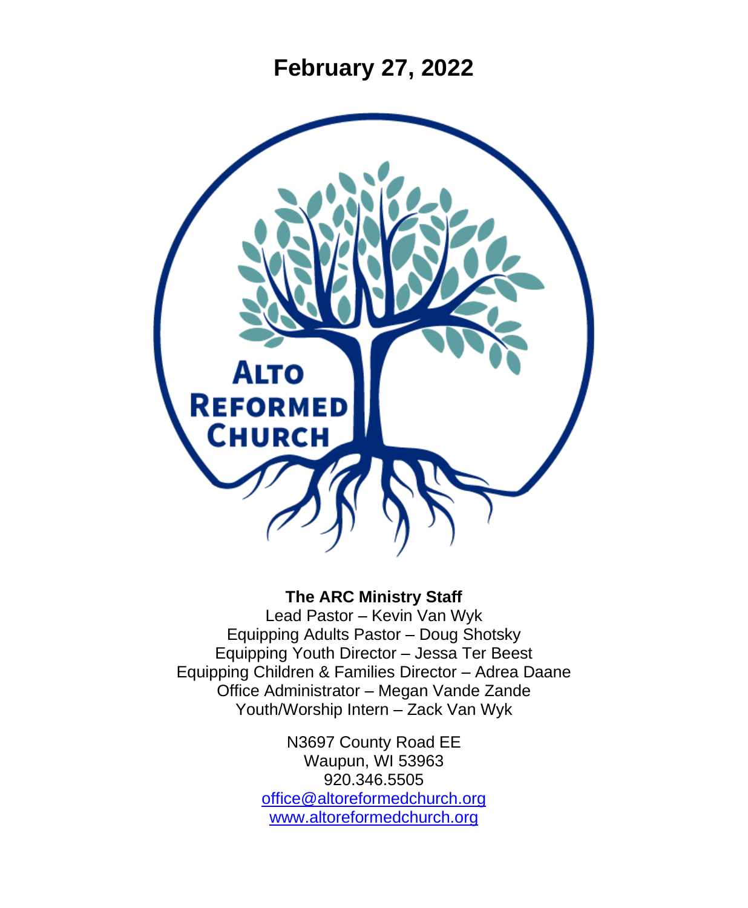# February 27, 2022

**The ARC Ministry Staff**

Lead Pastor – Kevin Van Wyk
Equipping Adults Pastor – Doug Shotsky
Equipping Youth Director – Jessa Ter Beest
Equipping Children & Families Director – Adrea Daane
Office Administrator – Megan Vande Zande
Youth/Worship Intern – Zack Van Wyk

N3697 County Road EE
Waupun, WI 53963
920.346.5505
office@altoreformedchurch.org
www.altoreformedchurch.org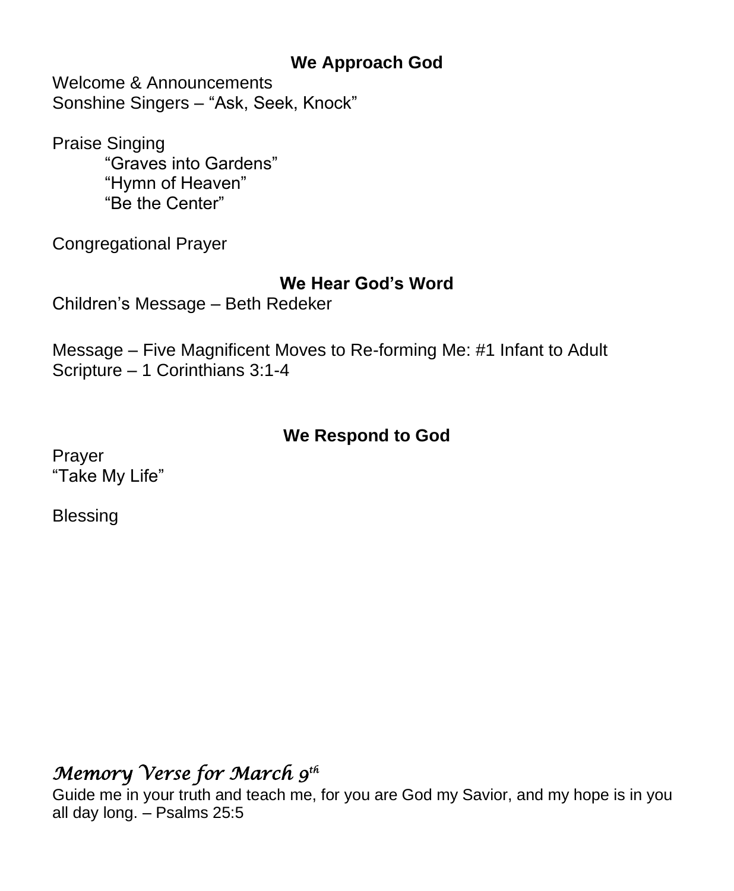## We Approach God

Welcome & Announcements
Sonshine Singers – "Ask, Seek, Knock"

Praise Singing
"Graves into Gardens"
"Hymn of Heaven"
"Be the Center"

Congregational Prayer

## We Hear God's Word

Children's Message – Beth Redeker

Message – Five Magnificent Moves to Re-forming Me: #1 Infant to Adult
Scripture – 1 Corinthians 3:1-4

## We Respond to God

Prayer
"Take My Life"

Blessing

### *Memory Verse for March 9th*

Guide me in your truth and teach me, for you are God my Savior, and my hope is in you all day long. – Psalms 25:5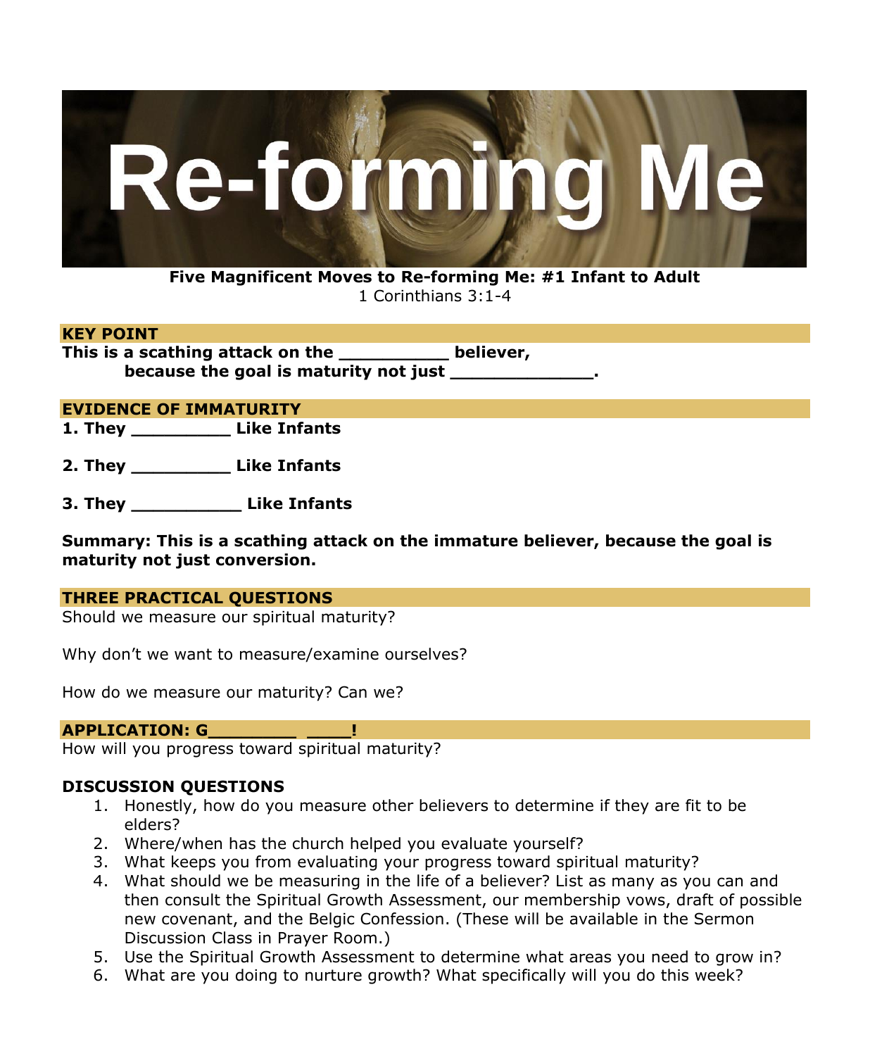# Re-forming Me

**Five Magnificent Moves to Re-forming Me: #1 Infant to Adult**
1 Corinthians 3:1-4

## KEY POINT

**This is a scathing attack on the __________ believer,**
**because the goal is maturity not just _____________.**

## EVIDENCE OF IMMATURITY

**1. They _________ Like Infants**

**2. They _________ Like Infants**

**3. They __________ Like Infants**

**Summary: This is a scathing attack on the immature believer, because the goal is maturity not just conversion.**

## THREE PRACTICAL QUESTIONS

Should we measure our spiritual maturity?

Why don't we want to measure/examine ourselves?

How do we measure our maturity? Can we?

## APPLICATION: G________ ____!

How will you progress toward spiritual maturity?

## DISCUSSION QUESTIONS

1. Honestly, how do you measure other believers to determine if they are fit to be elders?
2. Where/when has the church helped you evaluate yourself?
3. What keeps you from evaluating your progress toward spiritual maturity?
4. What should we be measuring in the life of a believer? List as many as you can and then consult the Spiritual Growth Assessment, our membership vows, draft of possible new covenant, and the Belgic Confession. (These will be available in the Sermon Discussion Class in Prayer Room.)
5. Use the Spiritual Growth Assessment to determine what areas you need to grow in?
6. What are you doing to nurture growth? What specifically will you do this week?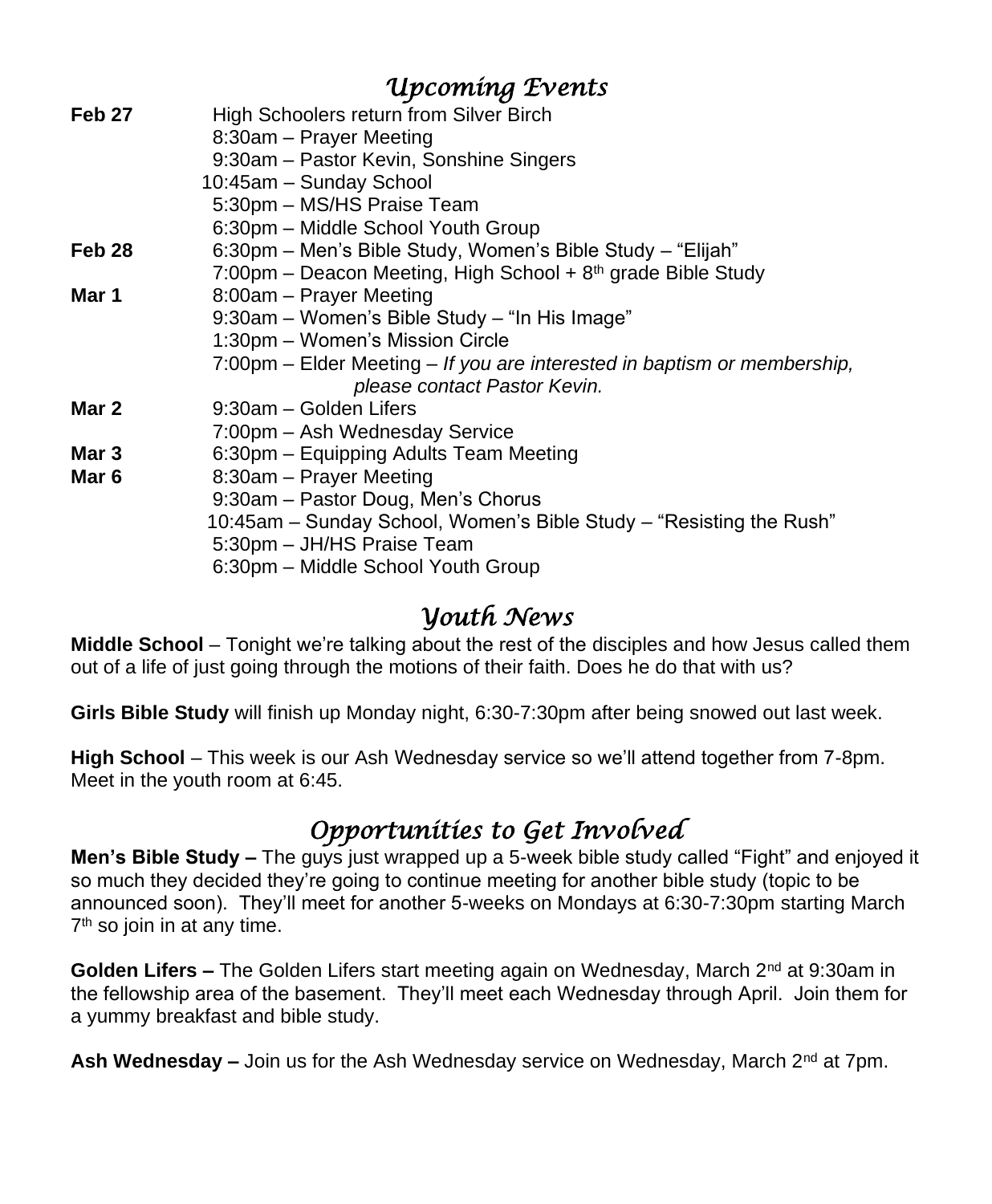## *Upcoming Events*

| | |
|---|---|
| **Feb 27** | High Schoolers return from Silver Birch |
| | 8:30am – Prayer Meeting |
| | 9:30am – Pastor Kevin, Sonshine Singers |
| | 10:45am – Sunday School |
| | 5:30pm – MS/HS Praise Team |
| | 6:30pm – Middle School Youth Group |
| **Feb 28** | 6:30pm – Men's Bible Study, Women's Bible Study – "Elijah" |
| | 7:00pm – Deacon Meeting, High School + 8th grade Bible Study |
| **Mar 1** | 8:00am – Prayer Meeting |
| | 9:30am – Women's Bible Study – "In His Image" |
| | 1:30pm – Women's Mission Circle |
| | 7:00pm – Elder Meeting – *If you are interested in baptism or membership, please contact Pastor Kevin.* |
| **Mar 2** | 9:30am – Golden Lifers |
| | 7:00pm – Ash Wednesday Service |
| **Mar 3** | 6:30pm – Equipping Adults Team Meeting |
| **Mar 6** | 8:30am – Prayer Meeting |
| | 9:30am – Pastor Doug, Men's Chorus |
| | 10:45am – Sunday School, Women's Bible Study – "Resisting the Rush" |
| | 5:30pm – JH/HS Praise Team |
| | 6:30pm – Middle School Youth Group |

## *Youth News*

**Middle School** – Tonight we're talking about the rest of the disciples and how Jesus called them out of a life of just going through the motions of their faith. Does he do that with us?

**Girls Bible Study** will finish up Monday night, 6:30-7:30pm after being snowed out last week.

**High School** – This week is our Ash Wednesday service so we'll attend together from 7-8pm. Meet in the youth room at 6:45.

## *Opportunities to Get Involved*

**Men's Bible Study –** The guys just wrapped up a 5-week bible study called "Fight" and enjoyed it so much they decided they're going to continue meeting for another bible study (topic to be announced soon). They'll meet for another 5-weeks on Mondays at 6:30-7:30pm starting March 7th so join in at any time.

**Golden Lifers –** The Golden Lifers start meeting again on Wednesday, March 2nd at 9:30am in the fellowship area of the basement. They'll meet each Wednesday through April. Join them for a yummy breakfast and bible study.

**Ash Wednesday –** Join us for the Ash Wednesday service on Wednesday, March 2nd at 7pm.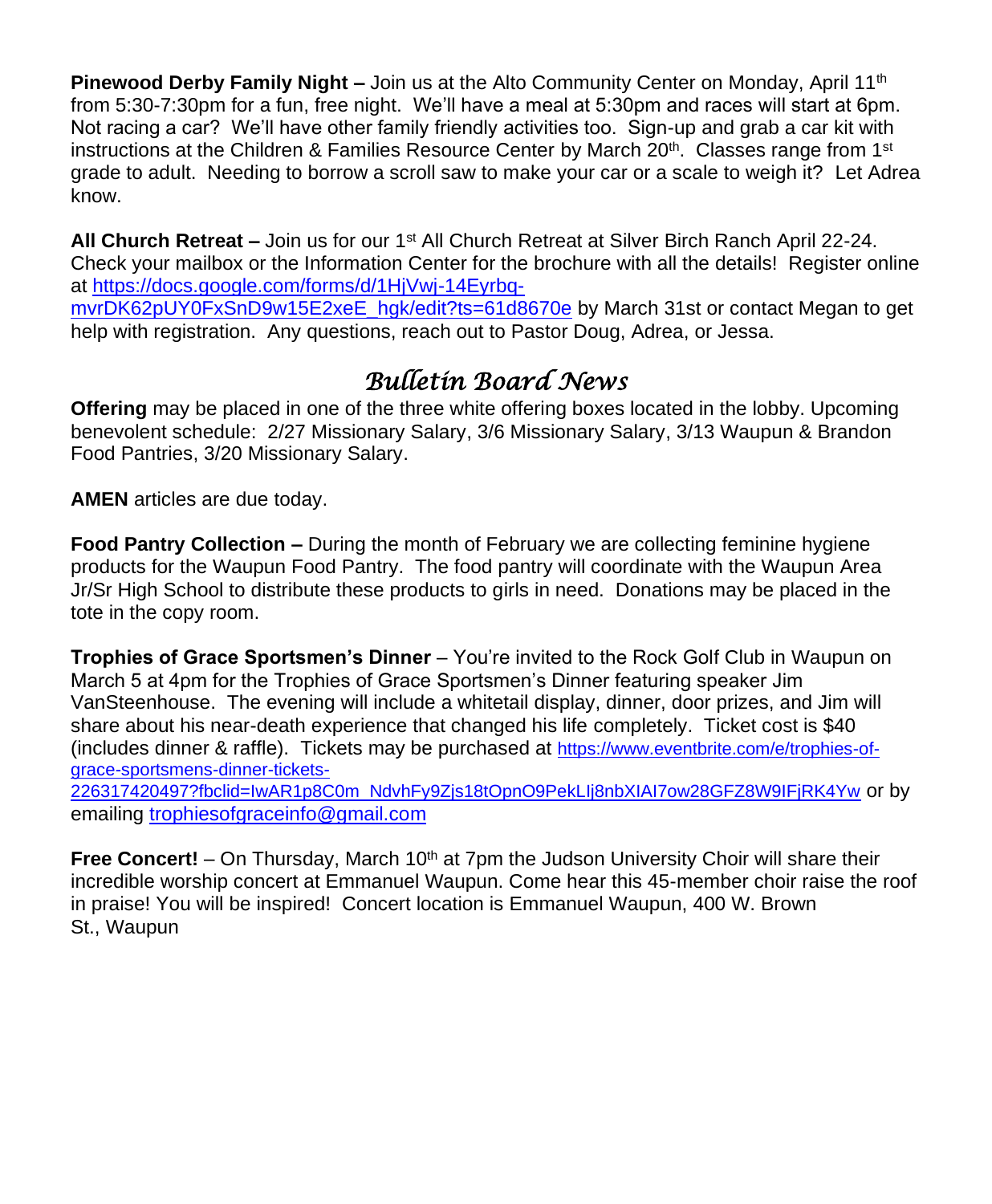**Pinewood Derby Family Night –** Join us at the Alto Community Center on Monday, April 11th from 5:30-7:30pm for a fun, free night. We'll have a meal at 5:30pm and races will start at 6pm. Not racing a car? We'll have other family friendly activities too. Sign-up and grab a car kit with instructions at the Children & Families Resource Center by March 20th. Classes range from 1st grade to adult. Needing to borrow a scroll saw to make your car or a scale to weigh it? Let Adrea know.

**All Church Retreat –** Join us for our 1st All Church Retreat at Silver Birch Ranch April 22-24. Check your mailbox or the Information Center for the brochure with all the details! Register online at https://docs.google.com/forms/d/1HjVwj-14Eyrbq-mvrDK62pUY0FxSnD9w15E2xeE_hgk/edit?ts=61d8670e by March 31st or contact Megan to get help with registration. Any questions, reach out to Pastor Doug, Adrea, or Jessa.

## *Bulletin Board News*

**Offering** may be placed in one of the three white offering boxes located in the lobby. Upcoming benevolent schedule: 2/27 Missionary Salary, 3/6 Missionary Salary, 3/13 Waupun & Brandon Food Pantries, 3/20 Missionary Salary.

**AMEN** articles are due today.

**Food Pantry Collection –** During the month of February we are collecting feminine hygiene products for the Waupun Food Pantry. The food pantry will coordinate with the Waupun Area Jr/Sr High School to distribute these products to girls in need. Donations may be placed in the tote in the copy room.

**Trophies of Grace Sportsmen's Dinner** – You're invited to the Rock Golf Club in Waupun on March 5 at 4pm for the Trophies of Grace Sportsmen's Dinner featuring speaker Jim VanSteenhouse. The evening will include a whitetail display, dinner, door prizes, and Jim will share about his near-death experience that changed his life completely. Ticket cost is $40 (includes dinner & raffle). Tickets may be purchased at https://www.eventbrite.com/e/trophies-of-grace-sportsmens-dinner-tickets-226317420497?fbclid=IwAR1p8C0m_NdvhFy9Zjs18tOpnO9PekLIj8nbXIAI7ow28GFZ8W9IFjRK4Yw or by emailing trophiesofgraceinfo@gmail.com

**Free Concert!** – On Thursday, March 10th at 7pm the Judson University Choir will share their incredible worship concert at Emmanuel Waupun. Come hear this 45-member choir raise the roof in praise! You will be inspired! Concert location is Emmanuel Waupun, 400 W. Brown St., Waupun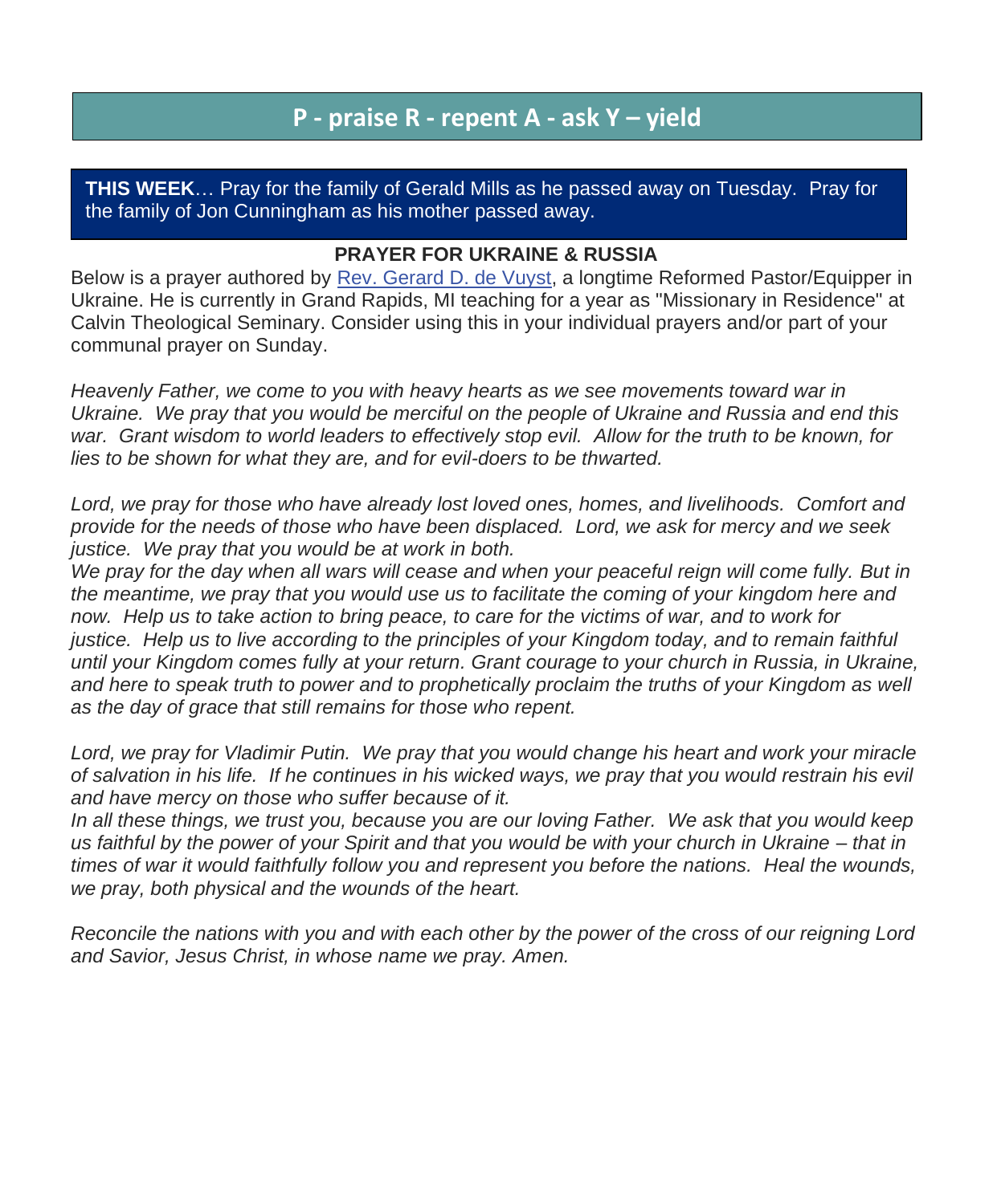## P - praise R - repent A - ask Y – yield

**THIS WEEK**… Pray for the family of Gerald Mills as he passed away on Tuesday. Pray for the family of Jon Cunningham as his mother passed away.

### PRAYER FOR UKRAINE & RUSSIA

Below is a prayer authored by Rev. Gerard D. de Vuyst, a longtime Reformed Pastor/Equipper in Ukraine. He is currently in Grand Rapids, MI teaching for a year as "Missionary in Residence" at Calvin Theological Seminary. Consider using this in your individual prayers and/or part of your communal prayer on Sunday.

*Heavenly Father, we come to you with heavy hearts as we see movements toward war in Ukraine. We pray that you would be merciful on the people of Ukraine and Russia and end this war. Grant wisdom to world leaders to effectively stop evil. Allow for the truth to be known, for lies to be shown for what they are, and for evil-doers to be thwarted.*

*Lord, we pray for those who have already lost loved ones, homes, and livelihoods. Comfort and provide for the needs of those who have been displaced. Lord, we ask for mercy and we seek justice. We pray that you would be at work in both.*

*We pray for the day when all wars will cease and when your peaceful reign will come fully. But in the meantime, we pray that you would use us to facilitate the coming of your kingdom here and now. Help us to take action to bring peace, to care for the victims of war, and to work for justice. Help us to live according to the principles of your Kingdom today, and to remain faithful until your Kingdom comes fully at your return. Grant courage to your church in Russia, in Ukraine, and here to speak truth to power and to prophetically proclaim the truths of your Kingdom as well as the day of grace that still remains for those who repent.*

*Lord, we pray for Vladimir Putin. We pray that you would change his heart and work your miracle of salvation in his life. If he continues in his wicked ways, we pray that you would restrain his evil and have mercy on those who suffer because of it.*

*In all these things, we trust you, because you are our loving Father. We ask that you would keep us faithful by the power of your Spirit and that you would be with your church in Ukraine – that in times of war it would faithfully follow you and represent you before the nations. Heal the wounds, we pray, both physical and the wounds of the heart.*

*Reconcile the nations with you and with each other by the power of the cross of our reigning Lord and Savior, Jesus Christ, in whose name we pray. Amen.*